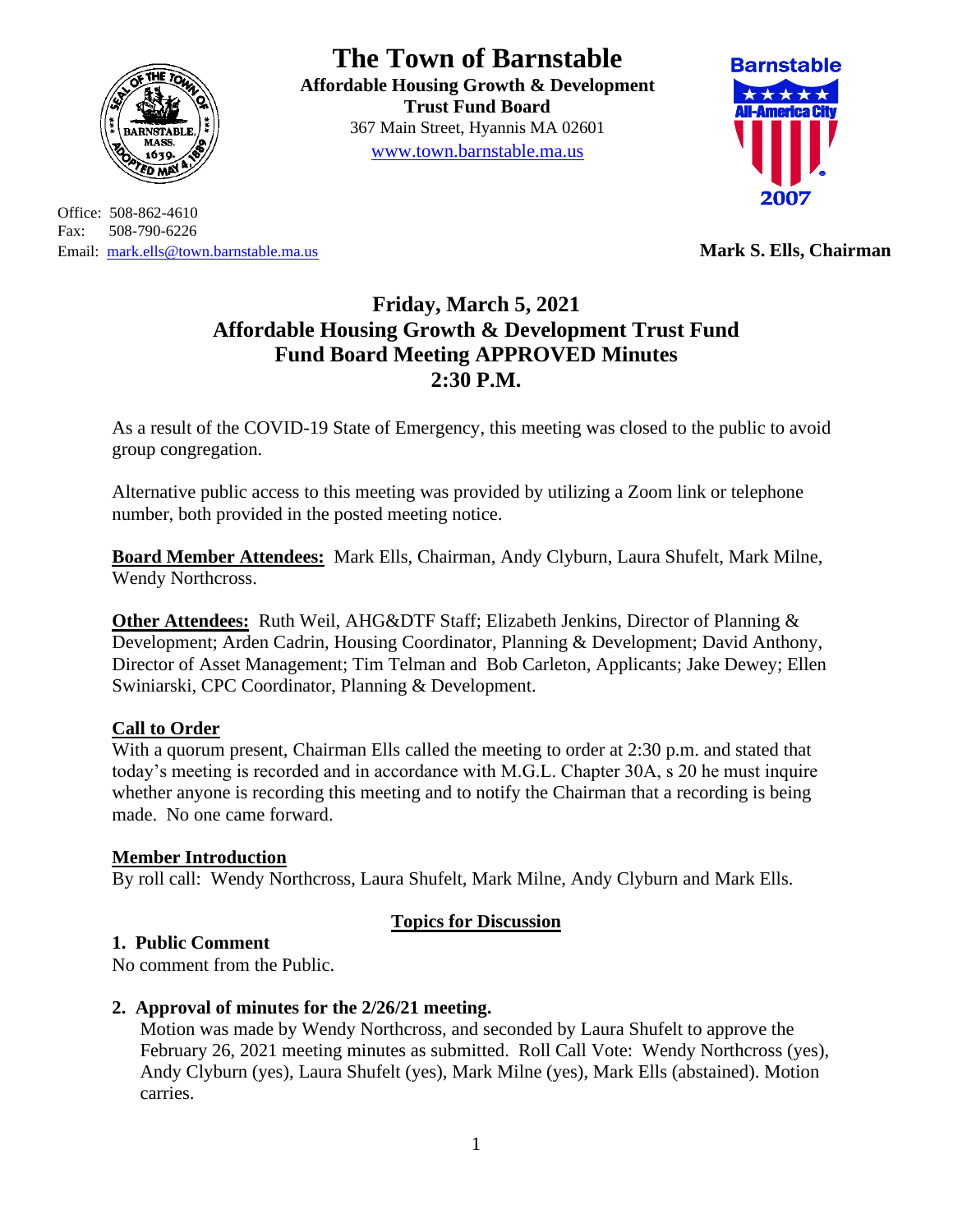# The Town of Barnstable

**Affordable Housing Growth & Development Trust Fund Board**
367 Main Street, Hyannis MA 02601
www.town.barnstable.ma.us

Office: 508-862-4610
Fax: 508-790-6226
Email: mark.ells@town.barnstable.ma.us

**Mark S. Ells, Chairman**

## Friday, March 5, 2021
## Affordable Housing Growth & Development Trust Fund
## Fund Board Meeting APPROVED Minutes
## 2:30 P.M.

As a result of the COVID-19 State of Emergency, this meeting was closed to the public to avoid group congregation.

Alternative public access to this meeting was provided by utilizing a Zoom link or telephone number, both provided in the posted meeting notice.

**Board Member Attendees:** Mark Ells, Chairman, Andy Clyburn, Laura Shufelt, Mark Milne, Wendy Northcross.

**Other Attendees:** Ruth Weil, AHG&DTF Staff; Elizabeth Jenkins, Director of Planning & Development; Arden Cadrin, Housing Coordinator, Planning & Development; David Anthony, Director of Asset Management; Tim Telman and Bob Carleton, Applicants; Jake Dewey; Ellen Swiniarski, CPC Coordinator, Planning & Development.

**Call to Order**
With a quorum present, Chairman Ells called the meeting to order at 2:30 p.m. and stated that today's meeting is recorded and in accordance with M.G.L. Chapter 30A, s 20 he must inquire whether anyone is recording this meeting and to notify the Chairman that a recording is being made. No one came forward.

**Member Introduction**
By roll call: Wendy Northcross, Laura Shufelt, Mark Milne, Andy Clyburn and Mark Ells.

**Topics for Discussion**

**1. Public Comment**
No comment from the Public.

**2. Approval of minutes for the 2/26/21 meeting.**
Motion was made by Wendy Northcross, and seconded by Laura Shufelt to approve the February 26, 2021 meeting minutes as submitted. Roll Call Vote: Wendy Northcross (yes), Andy Clyburn (yes), Laura Shufelt (yes), Mark Milne (yes), Mark Ells (abstained). Motion carries.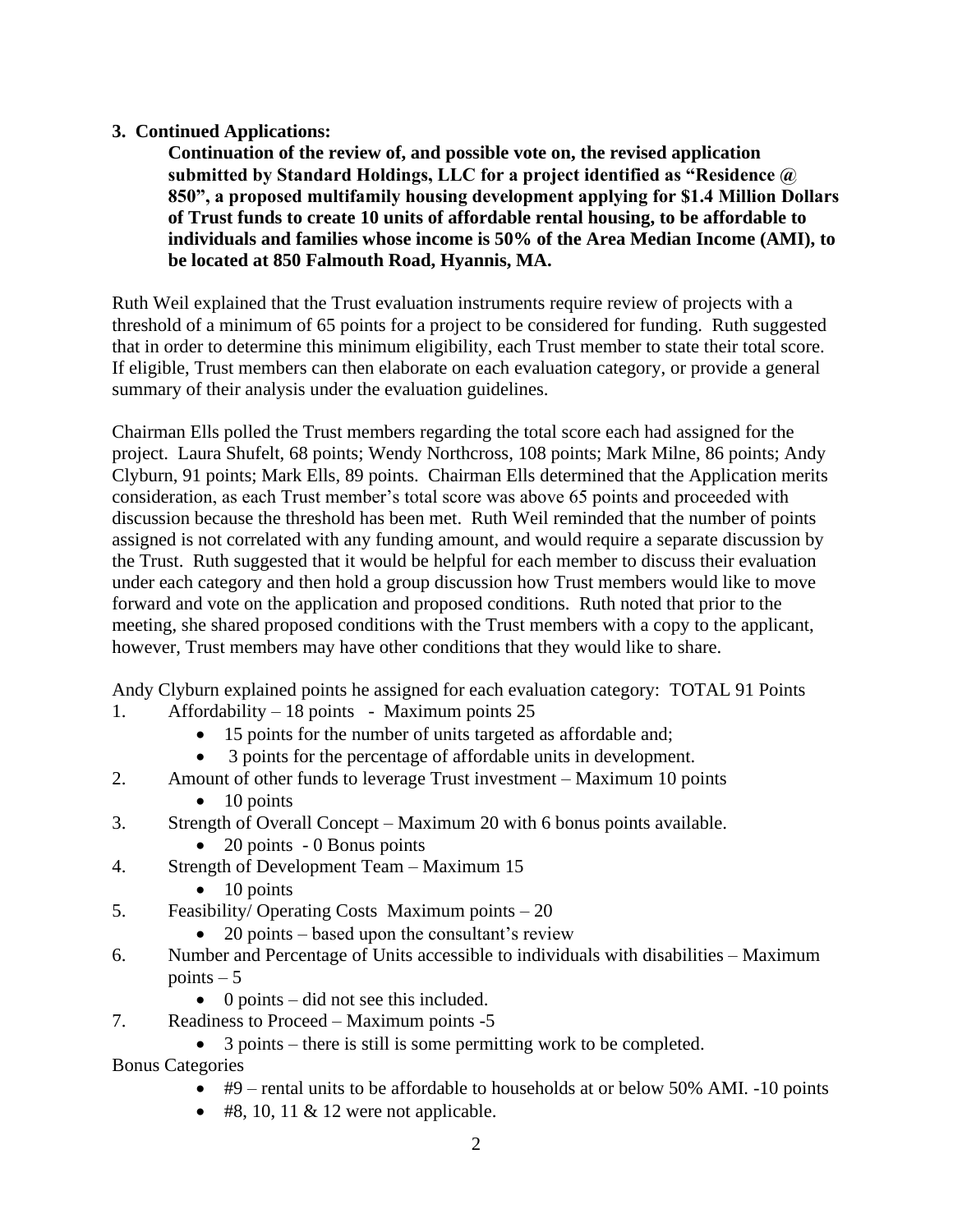**3. Continued Applications:**

**Continuation of the review of, and possible vote on, the revised application submitted by Standard Holdings, LLC for a project identified as "Residence @ 850", a proposed multifamily housing development applying for $1.4 Million Dollars of Trust funds to create 10 units of affordable rental housing, to be affordable to individuals and families whose income is 50% of the Area Median Income (AMI), to be located at 850 Falmouth Road, Hyannis, MA.**

Ruth Weil explained that the Trust evaluation instruments require review of projects with a threshold of a minimum of 65 points for a project to be considered for funding. Ruth suggested that in order to determine this minimum eligibility, each Trust member to state their total score. If eligible, Trust members can then elaborate on each evaluation category, or provide a general summary of their analysis under the evaluation guidelines.

Chairman Ells polled the Trust members regarding the total score each had assigned for the project. Laura Shufelt, 68 points; Wendy Northcross, 108 points; Mark Milne, 86 points; Andy Clyburn, 91 points; Mark Ells, 89 points. Chairman Ells determined that the Application merits consideration, as each Trust member's total score was above 65 points and proceeded with discussion because the threshold has been met. Ruth Weil reminded that the number of points assigned is not correlated with any funding amount, and would require a separate discussion by the Trust. Ruth suggested that it would be helpful for each member to discuss their evaluation under each category and then hold a group discussion how Trust members would like to move forward and vote on the application and proposed conditions. Ruth noted that prior to the meeting, she shared proposed conditions with the Trust members with a copy to the applicant, however, Trust members may have other conditions that they would like to share.

Andy Clyburn explained points he assigned for each evaluation category: TOTAL 91 Points

1. Affordability – 18 points - Maximum points 25
   - 15 points for the number of units targeted as affordable and;
   - 3 points for the percentage of affordable units in development.
2. Amount of other funds to leverage Trust investment – Maximum 10 points
   - 10 points
3. Strength of Overall Concept – Maximum 20 with 6 bonus points available.
   - 20 points - 0 Bonus points
4. Strength of Development Team – Maximum 15
   - 10 points
5. Feasibility/ Operating Costs Maximum points – 20
   - 20 points – based upon the consultant's review
6. Number and Percentage of Units accessible to individuals with disabilities – Maximum points – 5
   - 0 points – did not see this included.
7. Readiness to Proceed – Maximum points -5
   - 3 points – there is still is some permitting work to be completed.

Bonus Categories

- #9 – rental units to be affordable to households at or below 50% AMI. -10 points
- #8, 10, 11 & 12 were not applicable.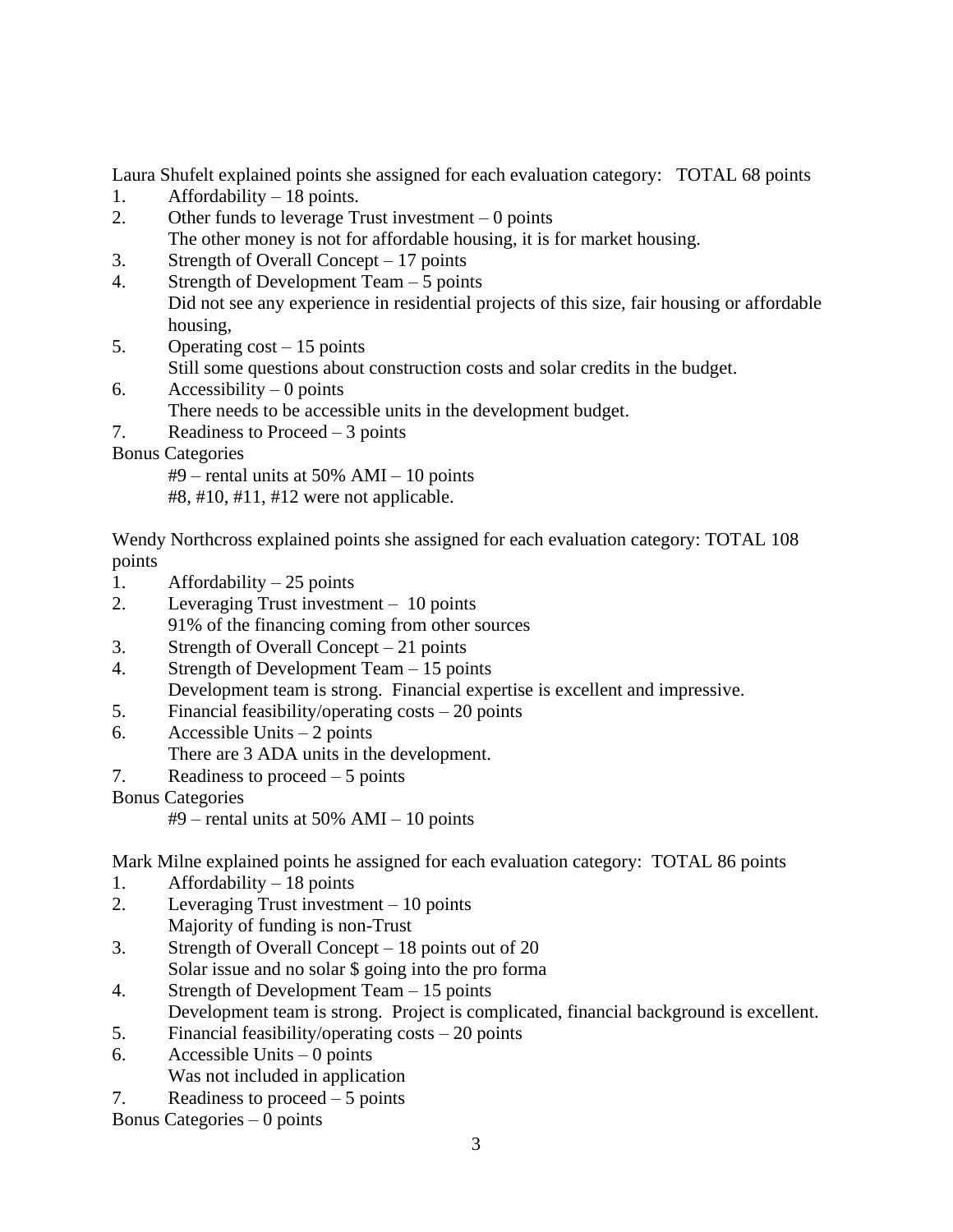Laura Shufelt explained points she assigned for each evaluation category: TOTAL 68 points

1. Affordability – 18 points.
2. Other funds to leverage Trust investment – 0 points
   The other money is not for affordable housing, it is for market housing.
3. Strength of Overall Concept – 17 points
4. Strength of Development Team – 5 points
   Did not see any experience in residential projects of this size, fair housing or affordable housing,
5. Operating cost – 15 points
   Still some questions about construction costs and solar credits in the budget.
6. Accessibility – 0 points
   There needs to be accessible units in the development budget.
7. Readiness to Proceed – 3 points

Bonus Categories

   #9 – rental units at 50% AMI – 10 points
   #8, #10, #11, #12 were not applicable.

Wendy Northcross explained points she assigned for each evaluation category: TOTAL 108 points

1. Affordability – 25 points
2. Leveraging Trust investment – 10 points
   91% of the financing coming from other sources
3. Strength of Overall Concept – 21 points
4. Strength of Development Team – 15 points
   Development team is strong. Financial expertise is excellent and impressive.
5. Financial feasibility/operating costs – 20 points
6. Accessible Units – 2 points
   There are 3 ADA units in the development.
7. Readiness to proceed – 5 points

Bonus Categories

   #9 – rental units at 50% AMI – 10 points

Mark Milne explained points he assigned for each evaluation category: TOTAL 86 points

1. Affordability – 18 points
2. Leveraging Trust investment – 10 points
   Majority of funding is non-Trust
3. Strength of Overall Concept – 18 points out of 20
   Solar issue and no solar $ going into the pro forma
4. Strength of Development Team – 15 points
   Development team is strong. Project is complicated, financial background is excellent.
5. Financial feasibility/operating costs – 20 points
6. Accessible Units – 0 points
   Was not included in application
7. Readiness to proceed – 5 points

Bonus Categories – 0 points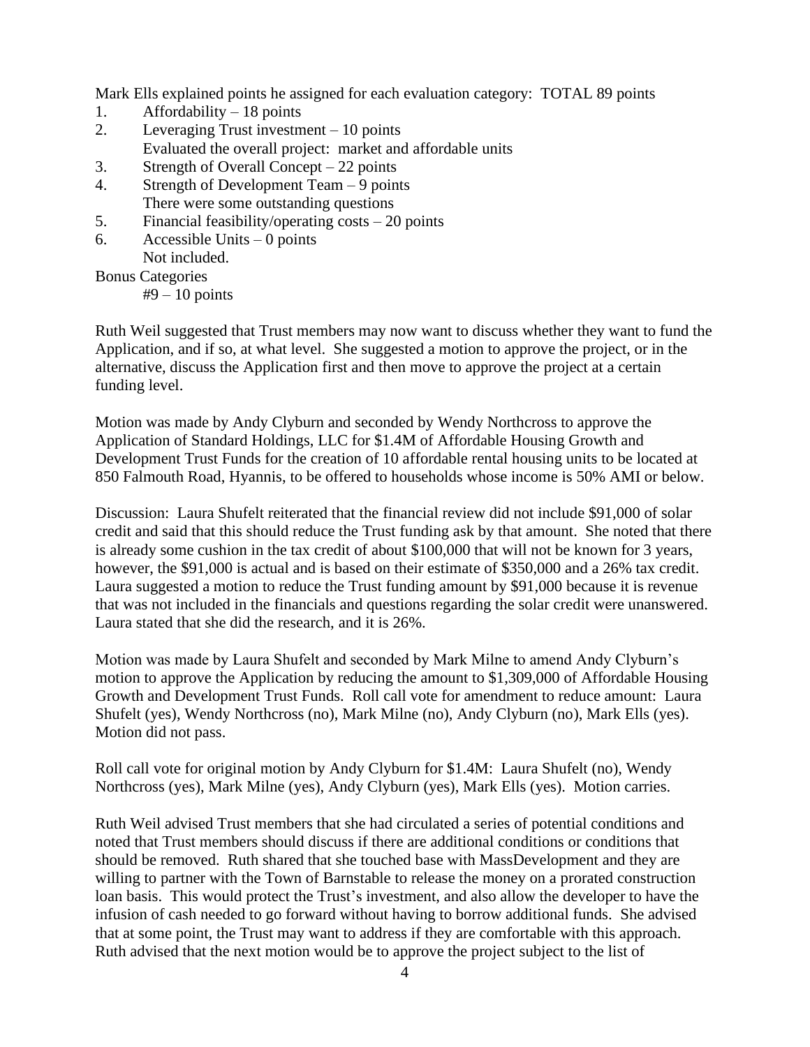Mark Ells explained points he assigned for each evaluation category: TOTAL 89 points

1. Affordability – 18 points
2. Leveraging Trust investment – 10 points
   Evaluated the overall project: market and affordable units
3. Strength of Overall Concept – 22 points
4. Strength of Development Team – 9 points
   There were some outstanding questions
5. Financial feasibility/operating costs – 20 points
6. Accessible Units – 0 points
   Not included.

Bonus Categories

#9 – 10 points

Ruth Weil suggested that Trust members may now want to discuss whether they want to fund the Application, and if so, at what level. She suggested a motion to approve the project, or in the alternative, discuss the Application first and then move to approve the project at a certain funding level.

Motion was made by Andy Clyburn and seconded by Wendy Northcross to approve the Application of Standard Holdings, LLC for $1.4M of Affordable Housing Growth and Development Trust Funds for the creation of 10 affordable rental housing units to be located at 850 Falmouth Road, Hyannis, to be offered to households whose income is 50% AMI or below.

Discussion: Laura Shufelt reiterated that the financial review did not include $91,000 of solar credit and said that this should reduce the Trust funding ask by that amount. She noted that there is already some cushion in the tax credit of about $100,000 that will not be known for 3 years, however, the $91,000 is actual and is based on their estimate of $350,000 and a 26% tax credit. Laura suggested a motion to reduce the Trust funding amount by $91,000 because it is revenue that was not included in the financials and questions regarding the solar credit were unanswered. Laura stated that she did the research, and it is 26%.

Motion was made by Laura Shufelt and seconded by Mark Milne to amend Andy Clyburn's motion to approve the Application by reducing the amount to $1,309,000 of Affordable Housing Growth and Development Trust Funds. Roll call vote for amendment to reduce amount: Laura Shufelt (yes), Wendy Northcross (no), Mark Milne (no), Andy Clyburn (no), Mark Ells (yes). Motion did not pass.

Roll call vote for original motion by Andy Clyburn for $1.4M: Laura Shufelt (no), Wendy Northcross (yes), Mark Milne (yes), Andy Clyburn (yes), Mark Ells (yes). Motion carries.

Ruth Weil advised Trust members that she had circulated a series of potential conditions and noted that Trust members should discuss if there are additional conditions or conditions that should be removed. Ruth shared that she touched base with MassDevelopment and they are willing to partner with the Town of Barnstable to release the money on a prorated construction loan basis. This would protect the Trust's investment, and also allow the developer to have the infusion of cash needed to go forward without having to borrow additional funds. She advised that at some point, the Trust may want to address if they are comfortable with this approach. Ruth advised that the next motion would be to approve the project subject to the list of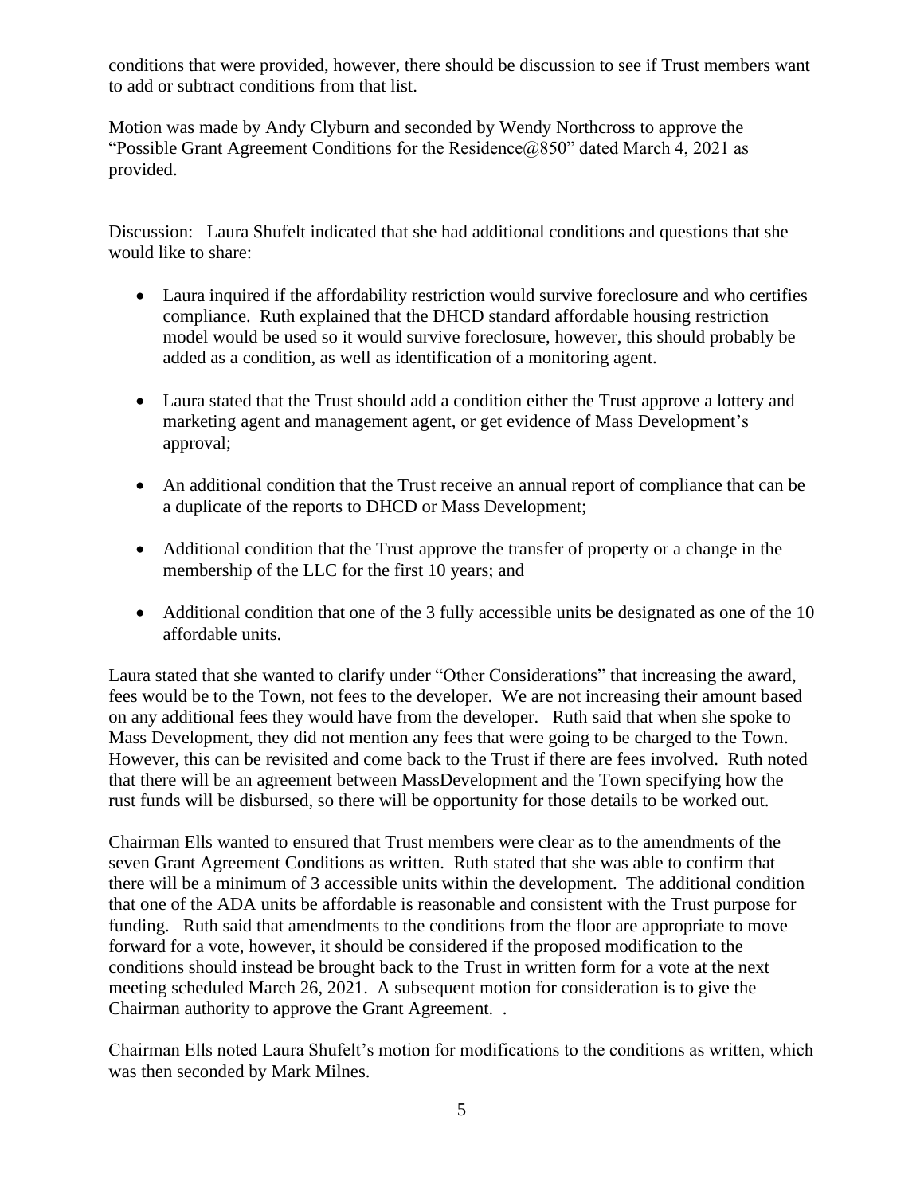conditions that were provided, however, there should be discussion to see if Trust members want to add or subtract conditions from that list.

Motion was made by Andy Clyburn and seconded by Wendy Northcross to approve the "Possible Grant Agreement Conditions for the Residence@850" dated March 4, 2021 as provided.

Discussion: Laura Shufelt indicated that she had additional conditions and questions that she would like to share:

- Laura inquired if the affordability restriction would survive foreclosure and who certifies compliance. Ruth explained that the DHCD standard affordable housing restriction model would be used so it would survive foreclosure, however, this should probably be added as a condition, as well as identification of a monitoring agent.

- Laura stated that the Trust should add a condition either the Trust approve a lottery and marketing agent and management agent, or get evidence of Mass Development's approval;

- An additional condition that the Trust receive an annual report of compliance that can be a duplicate of the reports to DHCD or Mass Development;

- Additional condition that the Trust approve the transfer of property or a change in the membership of the LLC for the first 10 years; and

- Additional condition that one of the 3 fully accessible units be designated as one of the 10 affordable units.

Laura stated that she wanted to clarify under "Other Considerations" that increasing the award, fees would be to the Town, not fees to the developer. We are not increasing their amount based on any additional fees they would have from the developer. Ruth said that when she spoke to Mass Development, they did not mention any fees that were going to be charged to the Town. However, this can be revisited and come back to the Trust if there are fees involved. Ruth noted that there will be an agreement between MassDevelopment and the Town specifying how the rust funds will be disbursed, so there will be opportunity for those details to be worked out.

Chairman Ells wanted to ensured that Trust members were clear as to the amendments of the seven Grant Agreement Conditions as written. Ruth stated that she was able to confirm that there will be a minimum of 3 accessible units within the development. The additional condition that one of the ADA units be affordable is reasonable and consistent with the Trust purpose for funding. Ruth said that amendments to the conditions from the floor are appropriate to move forward for a vote, however, it should be considered if the proposed modification to the conditions should instead be brought back to the Trust in written form for a vote at the next meeting scheduled March 26, 2021. A subsequent motion for consideration is to give the Chairman authority to approve the Grant Agreement. .

Chairman Ells noted Laura Shufelt's motion for modifications to the conditions as written, which was then seconded by Mark Milnes.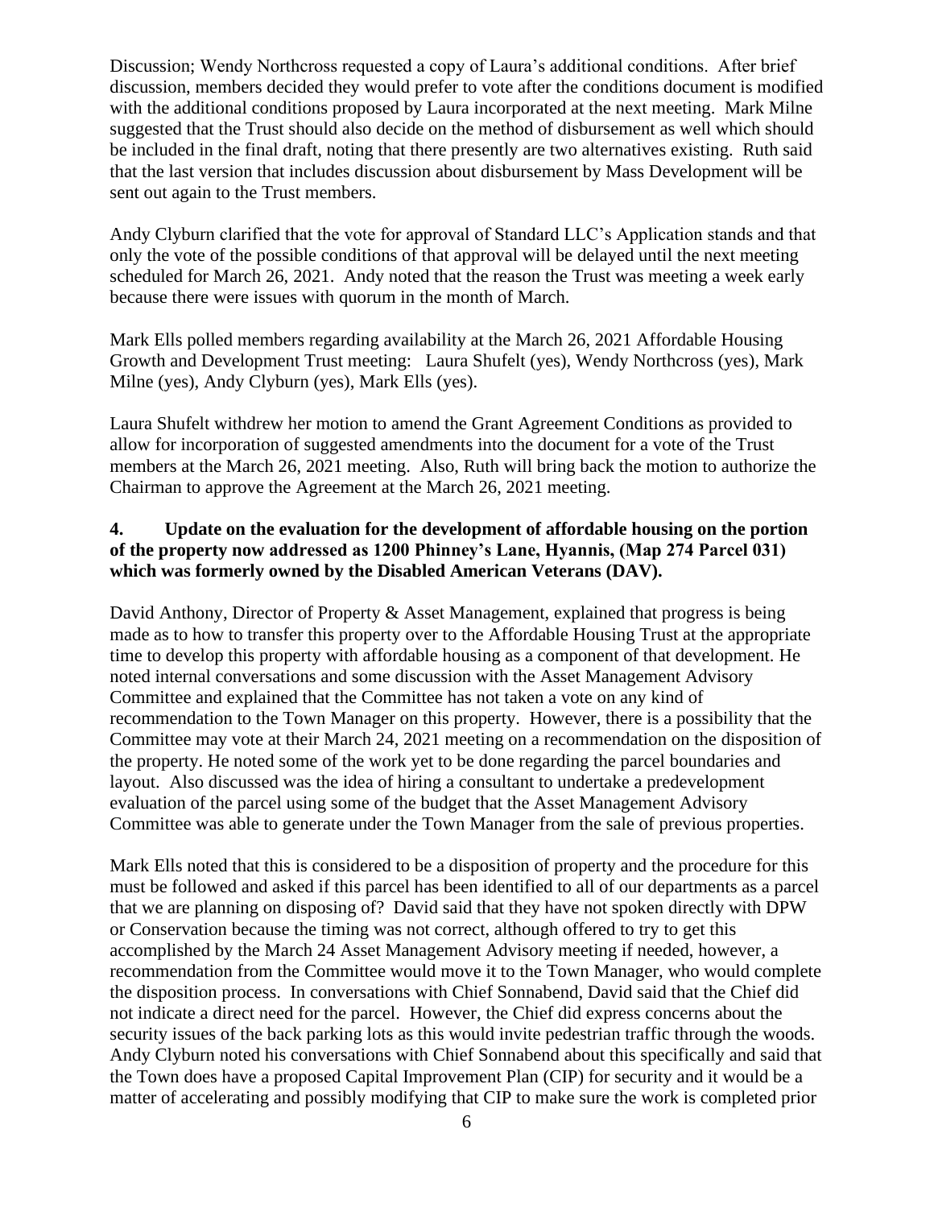Discussion; Wendy Northcross requested a copy of Laura's additional conditions. After brief discussion, members decided they would prefer to vote after the conditions document is modified with the additional conditions proposed by Laura incorporated at the next meeting. Mark Milne suggested that the Trust should also decide on the method of disbursement as well which should be included in the final draft, noting that there presently are two alternatives existing. Ruth said that the last version that includes discussion about disbursement by Mass Development will be sent out again to the Trust members.

Andy Clyburn clarified that the vote for approval of Standard LLC's Application stands and that only the vote of the possible conditions of that approval will be delayed until the next meeting scheduled for March 26, 2021. Andy noted that the reason the Trust was meeting a week early because there were issues with quorum in the month of March.

Mark Ells polled members regarding availability at the March 26, 2021 Affordable Housing Growth and Development Trust meeting: Laura Shufelt (yes), Wendy Northcross (yes), Mark Milne (yes), Andy Clyburn (yes), Mark Ells (yes).

Laura Shufelt withdrew her motion to amend the Grant Agreement Conditions as provided to allow for incorporation of suggested amendments into the document for a vote of the Trust members at the March 26, 2021 meeting. Also, Ruth will bring back the motion to authorize the Chairman to approve the Agreement at the March 26, 2021 meeting.

**4. Update on the evaluation for the development of affordable housing on the portion of the property now addressed as 1200 Phinney's Lane, Hyannis, (Map 274 Parcel 031) which was formerly owned by the Disabled American Veterans (DAV).**

David Anthony, Director of Property & Asset Management, explained that progress is being made as to how to transfer this property over to the Affordable Housing Trust at the appropriate time to develop this property with affordable housing as a component of that development. He noted internal conversations and some discussion with the Asset Management Advisory Committee and explained that the Committee has not taken a vote on any kind of recommendation to the Town Manager on this property. However, there is a possibility that the Committee may vote at their March 24, 2021 meeting on a recommendation on the disposition of the property. He noted some of the work yet to be done regarding the parcel boundaries and layout. Also discussed was the idea of hiring a consultant to undertake a predevelopment evaluation of the parcel using some of the budget that the Asset Management Advisory Committee was able to generate under the Town Manager from the sale of previous properties.

Mark Ells noted that this is considered to be a disposition of property and the procedure for this must be followed and asked if this parcel has been identified to all of our departments as a parcel that we are planning on disposing of? David said that they have not spoken directly with DPW or Conservation because the timing was not correct, although offered to try to get this accomplished by the March 24 Asset Management Advisory meeting if needed, however, a recommendation from the Committee would move it to the Town Manager, who would complete the disposition process. In conversations with Chief Sonnabend, David said that the Chief did not indicate a direct need for the parcel. However, the Chief did express concerns about the security issues of the back parking lots as this would invite pedestrian traffic through the woods. Andy Clyburn noted his conversations with Chief Sonnabend about this specifically and said that the Town does have a proposed Capital Improvement Plan (CIP) for security and it would be a matter of accelerating and possibly modifying that CIP to make sure the work is completed prior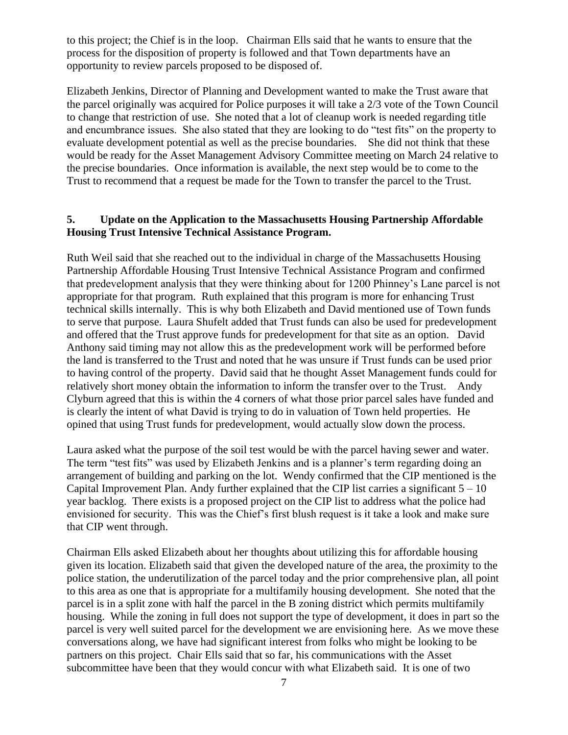to this project; the Chief is in the loop. Chairman Ells said that he wants to ensure that the process for the disposition of property is followed and that Town departments have an opportunity to review parcels proposed to be disposed of.

Elizabeth Jenkins, Director of Planning and Development wanted to make the Trust aware that the parcel originally was acquired for Police purposes it will take a 2/3 vote of the Town Council to change that restriction of use. She noted that a lot of cleanup work is needed regarding title and encumbrance issues. She also stated that they are looking to do "test fits" on the property to evaluate development potential as well as the precise boundaries. She did not think that these would be ready for the Asset Management Advisory Committee meeting on March 24 relative to the precise boundaries. Once information is available, the next step would be to come to the Trust to recommend that a request be made for the Town to transfer the parcel to the Trust.

**5. Update on the Application to the Massachusetts Housing Partnership Affordable Housing Trust Intensive Technical Assistance Program.**

Ruth Weil said that she reached out to the individual in charge of the Massachusetts Housing Partnership Affordable Housing Trust Intensive Technical Assistance Program and confirmed that predevelopment analysis that they were thinking about for 1200 Phinney's Lane parcel is not appropriate for that program. Ruth explained that this program is more for enhancing Trust technical skills internally. This is why both Elizabeth and David mentioned use of Town funds to serve that purpose. Laura Shufelt added that Trust funds can also be used for predevelopment and offered that the Trust approve funds for predevelopment for that site as an option. David Anthony said timing may not allow this as the predevelopment work will be performed before the land is transferred to the Trust and noted that he was unsure if Trust funds can be used prior to having control of the property. David said that he thought Asset Management funds could for relatively short money obtain the information to inform the transfer over to the Trust. Andy Clyburn agreed that this is within the 4 corners of what those prior parcel sales have funded and is clearly the intent of what David is trying to do in valuation of Town held properties. He opined that using Trust funds for predevelopment, would actually slow down the process.

Laura asked what the purpose of the soil test would be with the parcel having sewer and water. The term "test fits" was used by Elizabeth Jenkins and is a planner's term regarding doing an arrangement of building and parking on the lot. Wendy confirmed that the CIP mentioned is the Capital Improvement Plan. Andy further explained that the CIP list carries a significant 5 – 10 year backlog. There exists is a proposed project on the CIP list to address what the police had envisioned for security. This was the Chief's first blush request is it take a look and make sure that CIP went through.

Chairman Ells asked Elizabeth about her thoughts about utilizing this for affordable housing given its location. Elizabeth said that given the developed nature of the area, the proximity to the police station, the underutilization of the parcel today and the prior comprehensive plan, all point to this area as one that is appropriate for a multifamily housing development. She noted that the parcel is in a split zone with half the parcel in the B zoning district which permits multifamily housing. While the zoning in full does not support the type of development, it does in part so the parcel is very well suited parcel for the development we are envisioning here. As we move these conversations along, we have had significant interest from folks who might be looking to be partners on this project. Chair Ells said that so far, his communications with the Asset subcommittee have been that they would concur with what Elizabeth said. It is one of two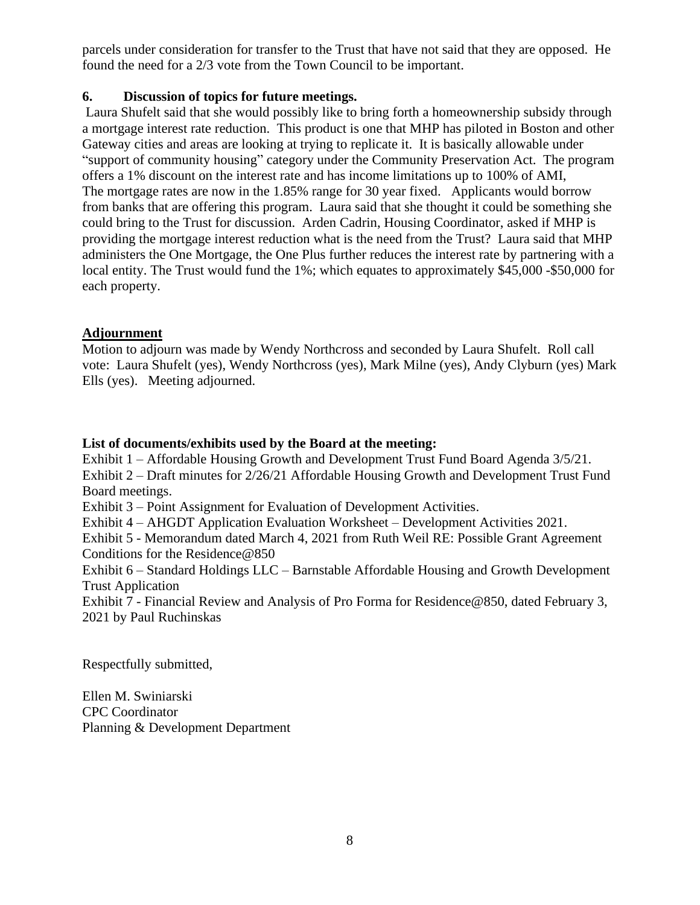parcels under consideration for transfer to the Trust that have not said that they are opposed. He found the need for a 2/3 vote from the Town Council to be important.

**6. Discussion of topics for future meetings.**

Laura Shufelt said that she would possibly like to bring forth a homeownership subsidy through a mortgage interest rate reduction. This product is one that MHP has piloted in Boston and other Gateway cities and areas are looking at trying to replicate it. It is basically allowable under "support of community housing" category under the Community Preservation Act. The program offers a 1% discount on the interest rate and has income limitations up to 100% of AMI, The mortgage rates are now in the 1.85% range for 30 year fixed. Applicants would borrow from banks that are offering this program. Laura said that she thought it could be something she could bring to the Trust for discussion. Arden Cadrin, Housing Coordinator, asked if MHP is providing the mortgage interest reduction what is the need from the Trust? Laura said that MHP administers the One Mortgage, the One Plus further reduces the interest rate by partnering with a local entity. The Trust would fund the 1%; which equates to approximately $45,000 -$50,000 for each property.

**Adjournment**

Motion to adjourn was made by Wendy Northcross and seconded by Laura Shufelt. Roll call vote: Laura Shufelt (yes), Wendy Northcross (yes), Mark Milne (yes), Andy Clyburn (yes) Mark Ells (yes). Meeting adjourned.

**List of documents/exhibits used by the Board at the meeting:**

Exhibit 1 – Affordable Housing Growth and Development Trust Fund Board Agenda 3/5/21.
Exhibit 2 – Draft minutes for 2/26/21 Affordable Housing Growth and Development Trust Fund Board meetings.
Exhibit 3 – Point Assignment for Evaluation of Development Activities.
Exhibit 4 – AHGDT Application Evaluation Worksheet – Development Activities 2021.
Exhibit 5 - Memorandum dated March 4, 2021 from Ruth Weil RE: Possible Grant Agreement Conditions for the Residence@850
Exhibit 6 – Standard Holdings LLC – Barnstable Affordable Housing and Growth Development Trust Application
Exhibit 7 - Financial Review and Analysis of Pro Forma for Residence@850, dated February 3, 2021 by Paul Ruchinskas

Respectfully submitted,

Ellen M. Swiniarski
CPC Coordinator
Planning & Development Department